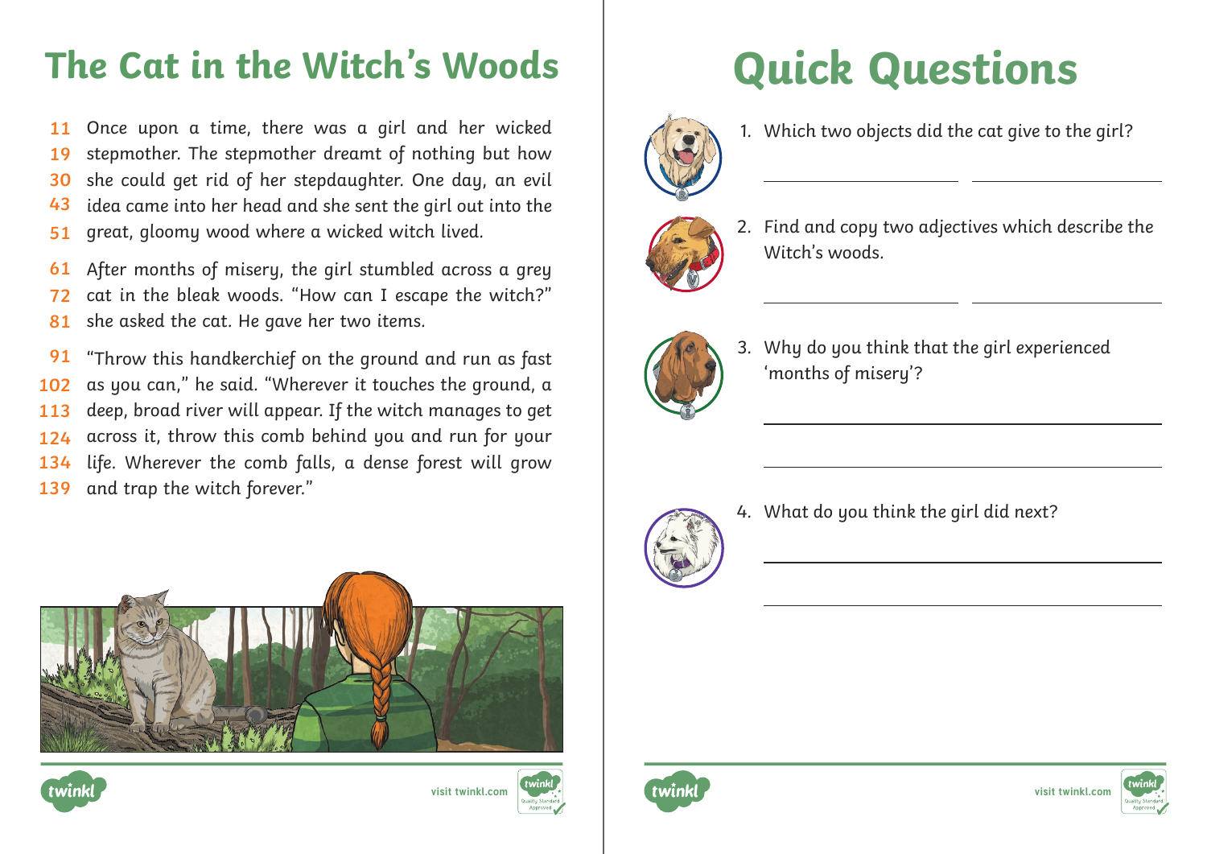# The Cat in the Witch's Woods

11 Once upon a time, there was a girl and her wicked
19 stepmother. The stepmother dreamt of nothing but how
30 she could get rid of her stepdaughter. One day, an evil
43 idea came into her head and she sent the girl out into the
51 great, gloomy wood where a wicked witch lived.

61 After months of misery, the girl stumbled across a grey
72 cat in the bleak woods. "How can I escape the witch?"
81 she asked the cat. He gave her two items.

91 "Throw this handkerchief on the ground and run as fast
102 as you can," he said. "Wherever it touches the ground, a
113 deep, broad river will appear. If the witch manages to get
124 across it, throw this comb behind you and run for your
134 life. Wherever the comb falls, a dense forest will grow
139 and trap the witch forever."

# Quick Questions

1. Which two objects did the cat give to the girl?

   ______________________ ______________________

2. Find and copy two adjectives which describe the Witch's woods.

   ______________________ ______________________

3. Why do you think that the girl experienced 'months of misery'?

   ______________________________________________

   ______________________________________________

4. What do you think the girl did next?

   ______________________________________________

   ______________________________________________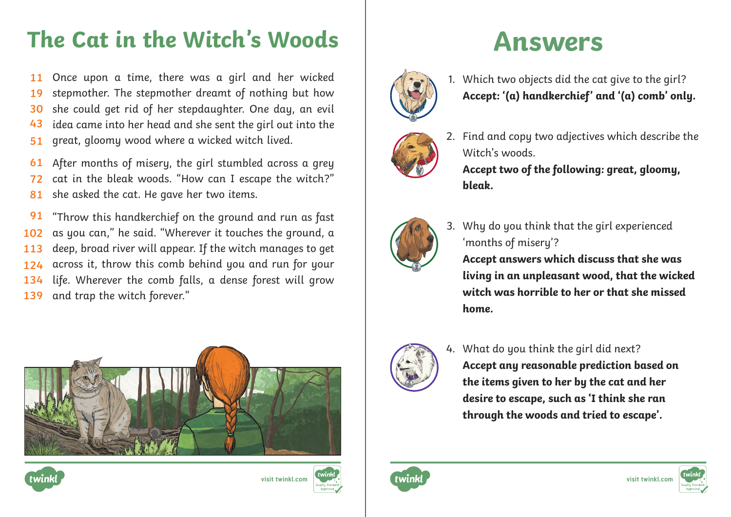# The Cat in the Witch's Woods

11 Once upon a time, there was a girl and her wicked
19 stepmother. The stepmother dreamt of nothing but how
30 she could get rid of her stepdaughter. One day, an evil
43 idea came into her head and she sent the girl out into the
51 great, gloomy wood where a wicked witch lived.

61 After months of misery, the girl stumbled across a grey
72 cat in the bleak woods. "How can I escape the witch?"
81 she asked the cat. He gave her two items.

91 "Throw this handkerchief on the ground and run as fast
102 as you can," he said. "Wherever it touches the ground, a
113 deep, broad river will appear. If the witch manages to get
124 across it, throw this comb behind you and run for your
134 life. Wherever the comb falls, a dense forest will grow
139 and trap the witch forever."

# Answers

1. Which two objects did the cat give to the girl?
   **Accept: '(a) handkerchief' and '(a) comb' only.**

2. Find and copy two adjectives which describe the Witch's woods.
   **Accept two of the following: great, gloomy, bleak.**

3. Why do you think that the girl experienced 'months of misery'?
   **Accept answers which discuss that she was living in an unpleasant wood, that the wicked witch was horrible to her or that she missed home.**

4. What do you think the girl did next?
   **Accept any reasonable prediction based on the items given to her by the cat and her desire to escape, such as 'I think she ran through the woods and tried to escape'.**